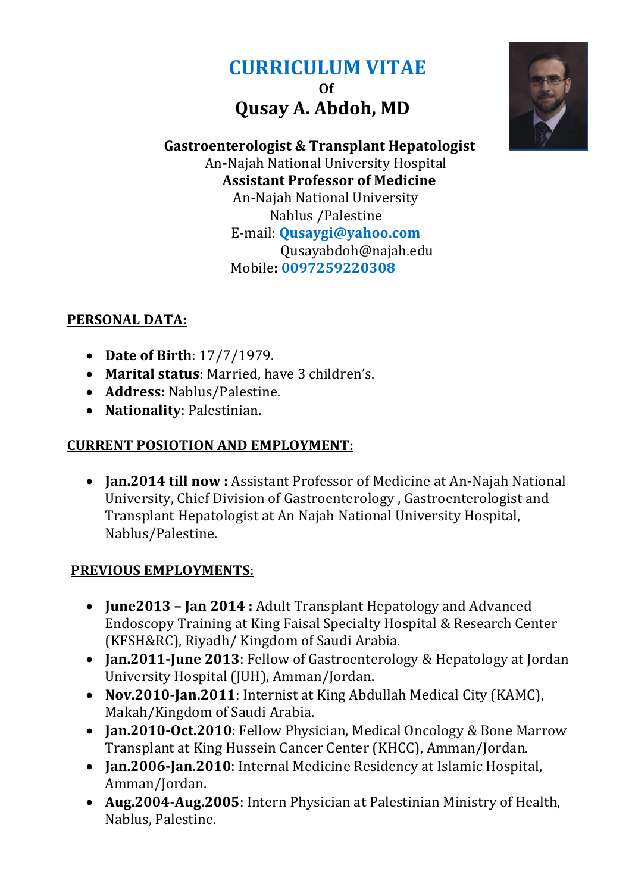# CURRICULUM VITAE

**Of**

## Qusay A. Abdoh, MD

**Gastroenterologist & Transplant Hepatologist**
An-Najah National University Hospital
**Assistant Professor of Medicine**
An-Najah National University
Nablus /Palestine
E-mail: **Qusaygi@yahoo.com**
Qusayabdoh@najah.edu
Mobile**: 0097259220308**

## PERSONAL DATA:

- **Date of Birth**: 17/7/1979.
- **Marital status**: Married, have 3 children's.
- **Address:** Nablus/Palestine.
- **Nationality**: Palestinian.

## CURRENT POSIOTION AND EMPLOYMENT:

- **Jan.2014 till now :** Assistant Professor of Medicine at An-Najah National University, Chief Division of Gastroenterology , Gastroenterologist and Transplant Hepatologist at An Najah National University Hospital, Nablus/Palestine.

## PREVIOUS EMPLOYMENTS:

- **June2013 – Jan 2014 :** Adult Transplant Hepatology and Advanced Endoscopy Training at King Faisal Specialty Hospital & Research Center (KFSH&RC), Riyadh/ Kingdom of Saudi Arabia.
- **Jan.2011-June 2013**: Fellow of Gastroenterology & Hepatology at Jordan University Hospital (JUH), Amman/Jordan.
- **Nov.2010-Jan.2011**: Internist at King Abdullah Medical City (KAMC), Makah/Kingdom of Saudi Arabia.
- **Jan.2010-Oct.2010**: Fellow Physician, Medical Oncology & Bone Marrow Transplant at King Hussein Cancer Center (KHCC), Amman/Jordan.
- **Jan.2006-Jan.2010**: Internal Medicine Residency at Islamic Hospital, Amman/Jordan.
- **Aug.2004-Aug.2005**: Intern Physician at Palestinian Ministry of Health, Nablus, Palestine.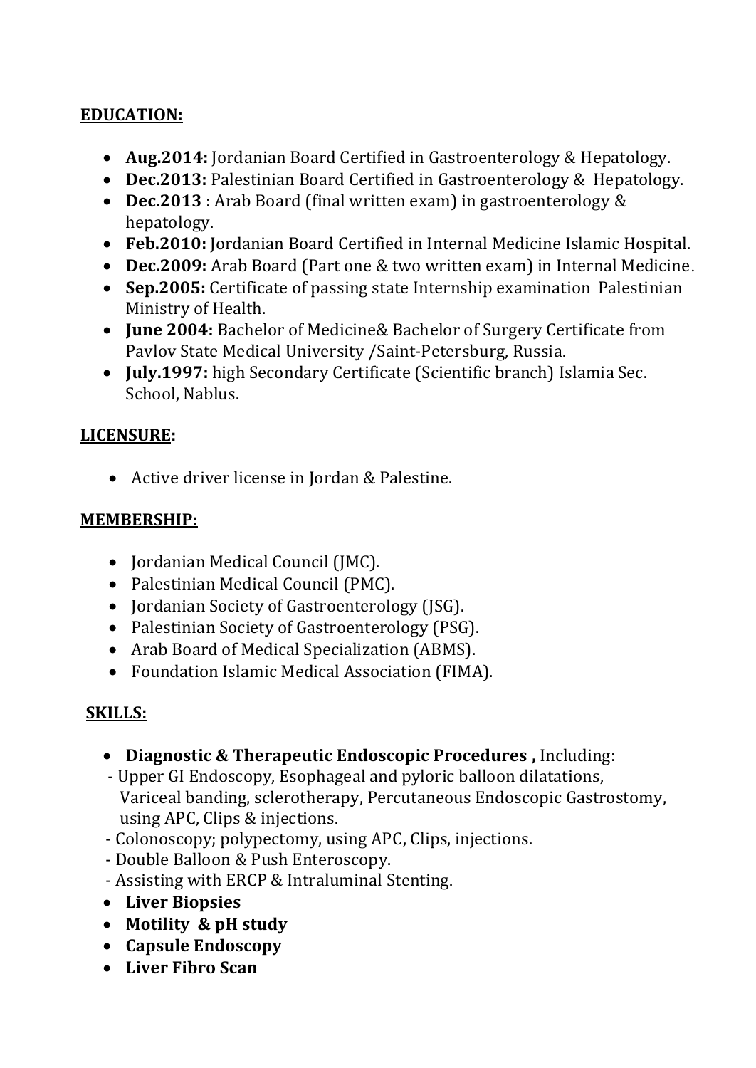## EDUCATION:

- **Aug.2014:** Jordanian Board Certified in Gastroenterology & Hepatology.
- **Dec.2013:** Palestinian Board Certified in Gastroenterology & Hepatology.
- **Dec.2013** : Arab Board (final written exam) in gastroenterology & hepatology.
- **Feb.2010:** Jordanian Board Certified in Internal Medicine Islamic Hospital.
- **Dec.2009:** Arab Board (Part one & two written exam) in Internal Medicine.
- **Sep.2005:** Certificate of passing state Internship examination Palestinian Ministry of Health.
- **June 2004:** Bachelor of Medicine& Bachelor of Surgery Certificate from Pavlov State Medical University /Saint-Petersburg, Russia.
- **July.1997:** high Secondary Certificate (Scientific branch) Islamia Sec. School, Nablus.

## LICENSURE:

- Active driver license in Jordan & Palestine.

## MEMBERSHIP:

- Jordanian Medical Council (JMC).
- Palestinian Medical Council (PMC).
- Jordanian Society of Gastroenterology (JSG).
- Palestinian Society of Gastroenterology (PSG).
- Arab Board of Medical Specialization (ABMS).
- Foundation Islamic Medical Association (FIMA).

## SKILLS:

- **Diagnostic & Therapeutic Endoscopic Procedures ,** Including:
  - Upper GI Endoscopy, Esophageal and pyloric balloon dilatations, Variceal banding, sclerotherapy, Percutaneous Endoscopic Gastrostomy, using APC, Clips & injections.
  - Colonoscopy; polypectomy, using APC, Clips, injections.
  - Double Balloon & Push Enteroscopy.
  - Assisting with ERCP & Intraluminal Stenting.
- **Liver Biopsies**
- **Motility & pH study**
- **Capsule Endoscopy**
- **Liver Fibro Scan**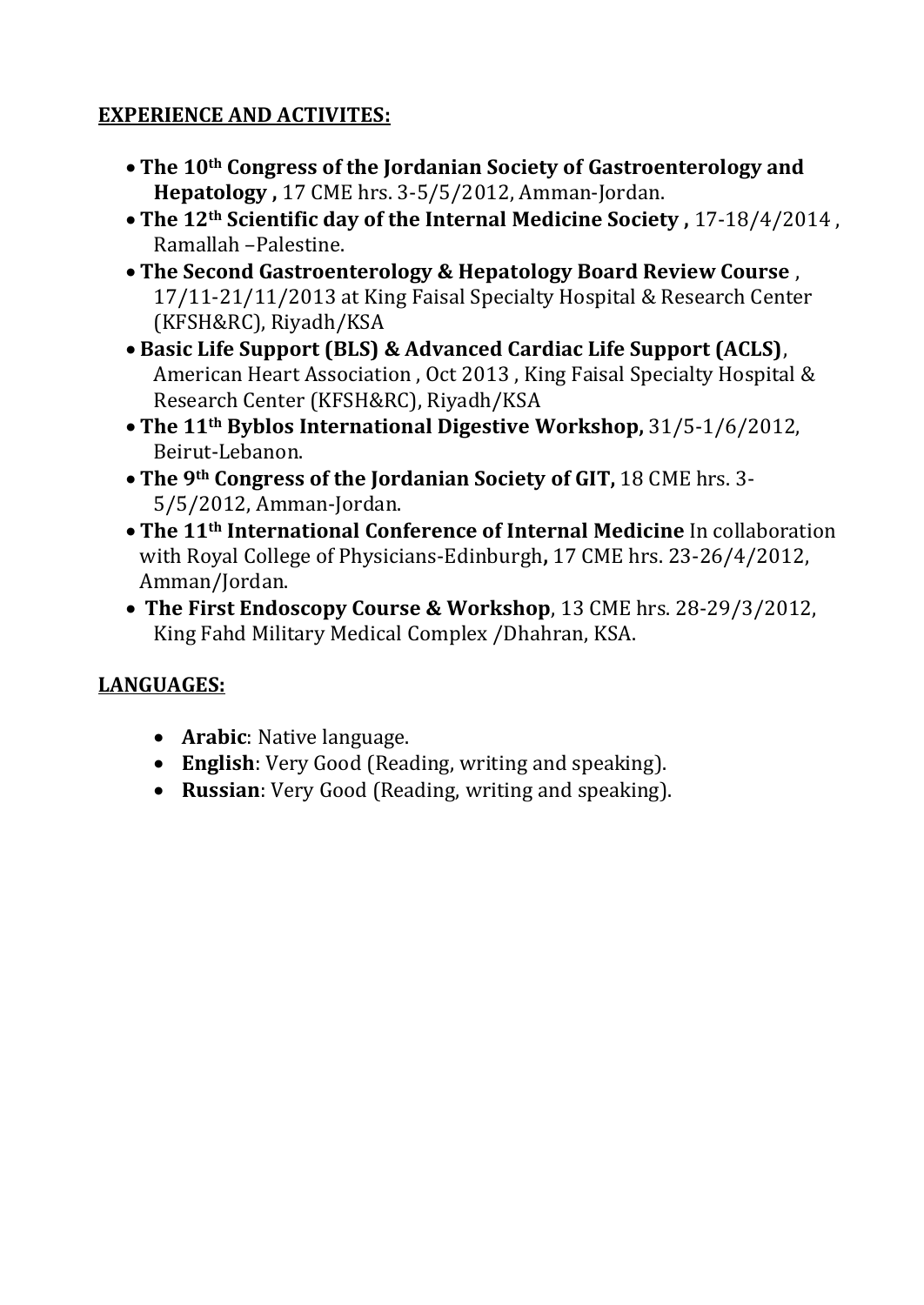**EXPERIENCE AND ACTIVITES:**

- **The 10th Congress of the Jordanian Society of Gastroenterology and Hepatology ,** 17 CME hrs. 3-5/5/2012, Amman-Jordan.
- **The 12th Scientific day of the Internal Medicine Society ,** 17-18/4/2014 , Ramallah –Palestine.
- **The Second Gastroenterology & Hepatology Board Review Course** , 17/11-21/11/2013 at King Faisal Specialty Hospital & Research Center (KFSH&RC), Riyadh/KSA
- **Basic Life Support (BLS) & Advanced Cardiac Life Support (ACLS)**, American Heart Association , Oct 2013 , King Faisal Specialty Hospital & Research Center (KFSH&RC), Riyadh/KSA
- **The 11th Byblos International Digestive Workshop,** 31/5-1/6/2012, Beirut-Lebanon.
- **The 9th Congress of the Jordanian Society of GIT,** 18 CME hrs. 3-5/5/2012, Amman-Jordan.
- **The 11th International Conference of Internal Medicine** In collaboration with Royal College of Physicians-Edinburgh**,** 17 CME hrs. 23-26/4/2012, Amman/Jordan.
- **The First Endoscopy Course & Workshop**, 13 CME hrs. 28-29/3/2012, King Fahd Military Medical Complex /Dhahran, KSA.

**LANGUAGES:**

- **Arabic**: Native language.
- **English**: Very Good (Reading, writing and speaking).
- **Russian**: Very Good (Reading, writing and speaking).